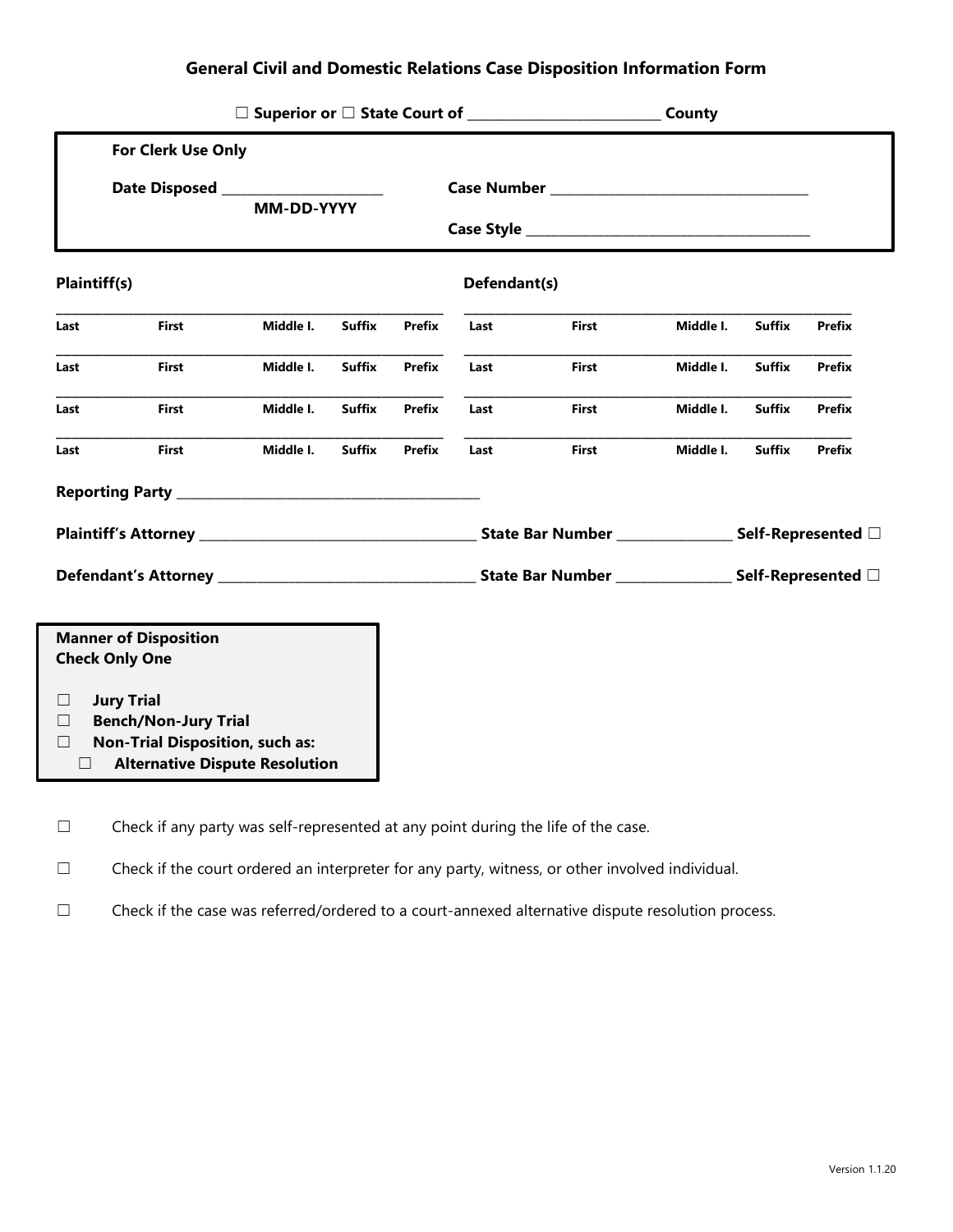# General Civil and Domestic Relations Case Disposition Information Form

☐ Superior or ☐ State Court of ____________________________ County

**For Clerk Use Only**

**Date Disposed** ______________________
**MM-DD-YYYY**

**Case Number** ____________________________________

**Case Style** ________________________________________

**Plaintiff(s)**

| Last | First | Middle I. | Suffix | Prefix |
|---|---|---|---|---|
| | | | | |
| | | | | |
| | | | | |
| | | | | |

**Defendant(s)**

| Last | First | Middle I. | Suffix | Prefix |
|---|---|---|---|---|
| | | | | |
| | | | | |
| | | | | |
| | | | | |

**Reporting Party** ____________________________________________

**Plaintiff's Attorney** _______________________________________ **State Bar Number** ________________ **Self-Represented** ☐

**Defendant's Attorney** ____________________________________ **State Bar Number** ________________ **Self-Represented** ☐

**Manner of Disposition**
**Check Only One**

- ☐ **Jury Trial**
- ☐ **Bench/Non-Jury Trial**
- ☐ **Non-Trial Disposition, such as:**
  - ☐ **Alternative Dispute Resolution**

☐ Check if any party was self-represented at any point during the life of the case.

☐ Check if the court ordered an interpreter for any party, witness, or other involved individual.

☐ Check if the case was referred/ordered to a court-annexed alternative dispute resolution process.

Version 1.1.20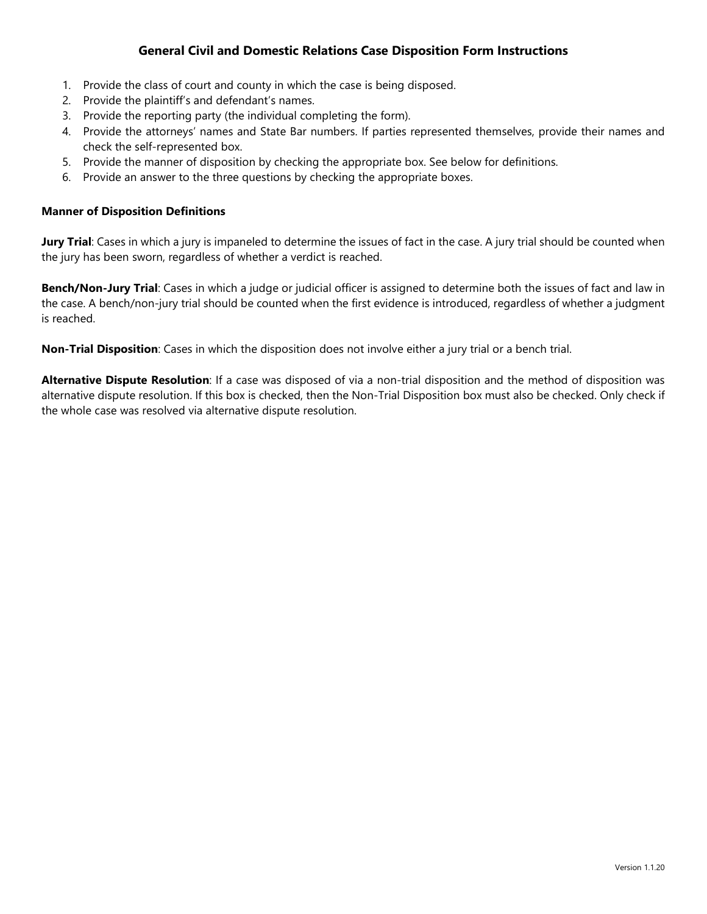## General Civil and Domestic Relations Case Disposition Form Instructions

1. Provide the class of court and county in which the case is being disposed.
2. Provide the plaintiff's and defendant's names.
3. Provide the reporting party (the individual completing the form).
4. Provide the attorneys' names and State Bar numbers. If parties represented themselves, provide their names and check the self-represented box.
5. Provide the manner of disposition by checking the appropriate box. See below for definitions.
6. Provide an answer to the three questions by checking the appropriate boxes.

**Manner of Disposition Definitions**

**Jury Trial**: Cases in which a jury is impaneled to determine the issues of fact in the case. A jury trial should be counted when the jury has been sworn, regardless of whether a verdict is reached.

**Bench/Non-Jury Trial**: Cases in which a judge or judicial officer is assigned to determine both the issues of fact and law in the case. A bench/non-jury trial should be counted when the first evidence is introduced, regardless of whether a judgment is reached.

**Non-Trial Disposition**: Cases in which the disposition does not involve either a jury trial or a bench trial.

**Alternative Dispute Resolution**: If a case was disposed of via a non-trial disposition and the method of disposition was alternative dispute resolution. If this box is checked, then the Non-Trial Disposition box must also be checked. Only check if the whole case was resolved via alternative dispute resolution.

Version 1.1.20